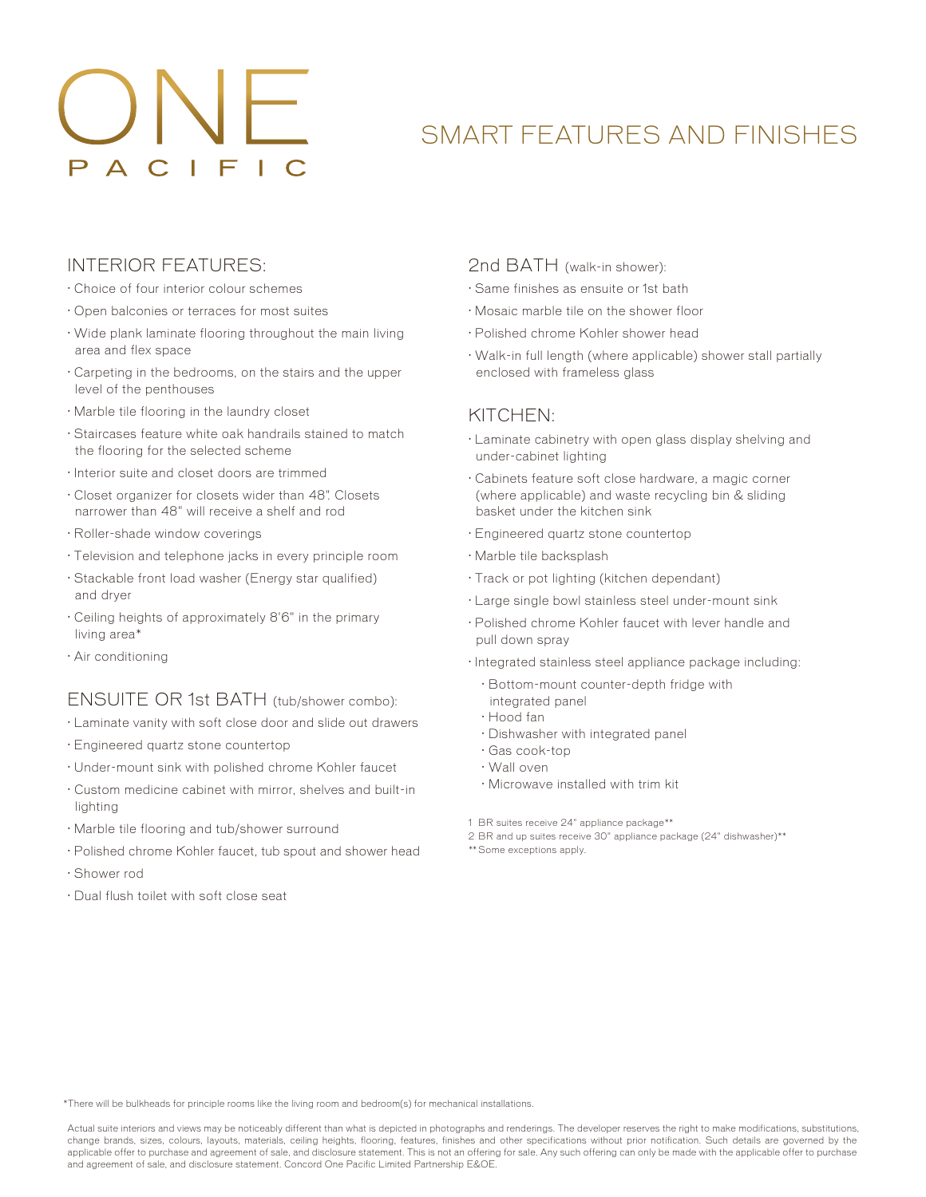# ONE PACIFIC

## SMART FEATURES AND FINISHES

### INTERIOR FEATURES:

- Choice of four interior colour schemes
- Open balconies or terraces for most suites
- Wide plank laminate flooring throughout the main living area and flex space
- Carpeting in the bedrooms, on the stairs and the upper level of the penthouses
- Marble tile flooring in the laundry closet
- Staircases feature white oak handrails stained to match the flooring for the selected scheme
- Interior suite and closet doors are trimmed
- Closet organizer for closets wider than 48". Closets narrower than 48" will receive a shelf and rod
- Roller-shade window coverings
- Television and telephone jacks in every principle room
- Stackable front load washer (Energy star qualified) and dryer
- Ceiling heights of approximately 8'6" in the primary living area*
- Air conditioning

### ENSUITE OR 1st BATH (tub/shower combo):

- Laminate vanity with soft close door and slide out drawers
- Engineered quartz stone countertop
- Under-mount sink with polished chrome Kohler faucet
- Custom medicine cabinet with mirror, shelves and built-in lighting
- Marble tile flooring and tub/shower surround
- Polished chrome Kohler faucet, tub spout and shower head
- Shower rod
- Dual flush toilet with soft close seat

### 2nd BATH (walk-in shower):

- Same finishes as ensuite or 1st bath
- Mosaic marble tile on the shower floor
- Polished chrome Kohler shower head
- Walk-in full length (where applicable) shower stall partially enclosed with frameless glass

### KITCHEN:

- Laminate cabinetry with open glass display shelving and under-cabinet lighting
- Cabinets feature soft close hardware, a magic corner (where applicable) and waste recycling bin & sliding basket under the kitchen sink
- Engineered quartz stone countertop
- Marble tile backsplash
- Track or pot lighting (kitchen dependant)
- Large single bowl stainless steel under-mount sink
- Polished chrome Kohler faucet with lever handle and pull down spray
- Integrated stainless steel appliance package including:
  - Bottom-mount counter-depth fridge with integrated panel
  - Hood fan
  - Dishwasher with integrated panel
  - Gas cook-top
  - Wall oven
  - Microwave installed with trim kit

1 BR suites receive 24" appliance package**
2 BR and up suites receive 30" appliance package (24" dishwasher)**
** Some exceptions apply.

*There will be bulkheads for principle rooms like the living room and bedroom(s) for mechanical installations.

Actual suite interiors and views may be noticeably different than what is depicted in photographs and renderings. The developer reserves the right to make modifications, substitutions, change brands, sizes, colours, layouts, materials, ceiling heights, flooring, features, finishes and other specifications without prior notification. Such details are governed by the applicable offer to purchase and agreement of sale, and disclosure statement. This is not an offering for sale. Any such offering can only be made with the applicable offer to purchase and agreement of sale, and disclosure statement. Concord One Pacific Limited Partnership E&OE.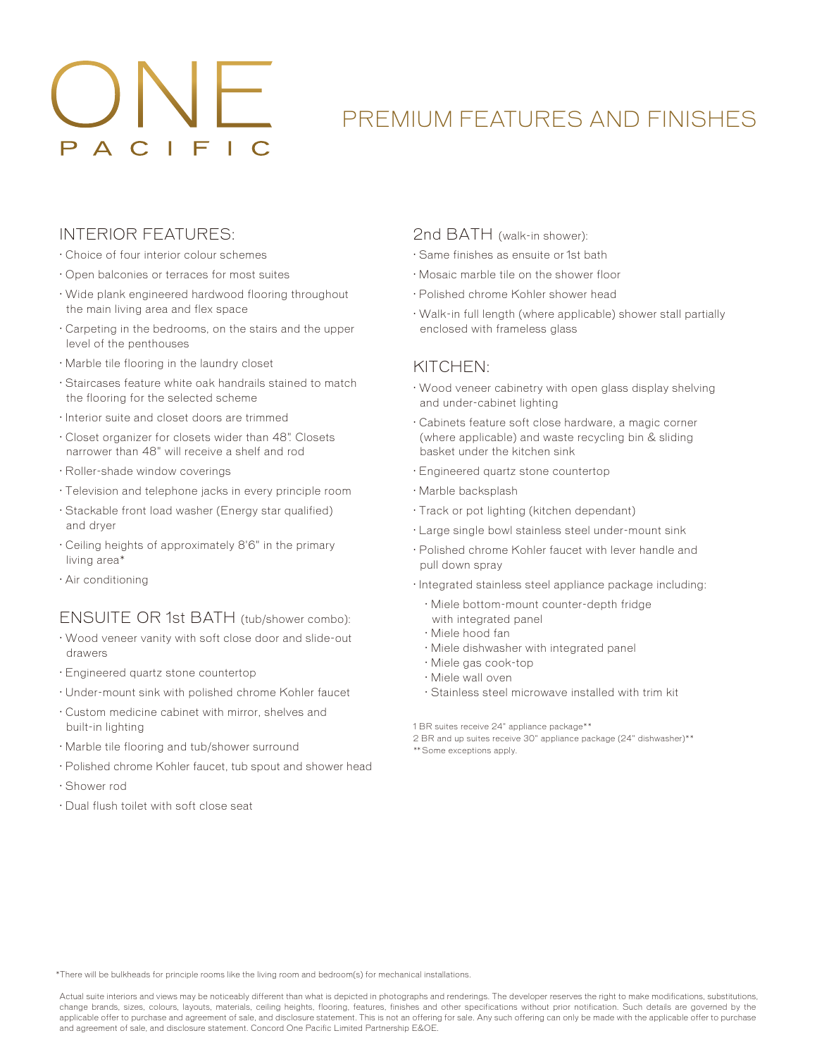# ONE PACIFIC

## PREMIUM FEATURES AND FINISHES

### INTERIOR FEATURES:

- Choice of four interior colour schemes
- Open balconies or terraces for most suites
- Wide plank engineered hardwood flooring throughout the main living area and flex space
- Carpeting in the bedrooms, on the stairs and the upper level of the penthouses
- Marble tile flooring in the laundry closet
- Staircases feature white oak handrails stained to match the flooring for the selected scheme
- Interior suite and closet doors are trimmed
- Closet organizer for closets wider than 48". Closets narrower than 48" will receive a shelf and rod
- Roller-shade window coverings
- Television and telephone jacks in every principle room
- Stackable front load washer (Energy star qualified) and dryer
- Ceiling heights of approximately 8'6" in the primary living area*
- Air conditioning

### ENSUITE OR 1st BATH (tub/shower combo):

- Wood veneer vanity with soft close door and slide-out drawers
- Engineered quartz stone countertop
- Under-mount sink with polished chrome Kohler faucet
- Custom medicine cabinet with mirror, shelves and built-in lighting
- Marble tile flooring and tub/shower surround
- Polished chrome Kohler faucet, tub spout and shower head
- Shower rod
- Dual flush toilet with soft close seat

### 2nd BATH (walk-in shower):

- Same finishes as ensuite or 1st bath
- Mosaic marble tile on the shower floor
- Polished chrome Kohler shower head
- Walk-in full length (where applicable) shower stall partially enclosed with frameless glass

### KITCHEN:

- Wood veneer cabinetry with open glass display shelving and under-cabinet lighting
- Cabinets feature soft close hardware, a magic corner (where applicable) and waste recycling bin & sliding basket under the kitchen sink
- Engineered quartz stone countertop
- Marble backsplash
- Track or pot lighting (kitchen dependant)
- Large single bowl stainless steel under-mount sink
- Polished chrome Kohler faucet with lever handle and pull down spray
- Integrated stainless steel appliance package including:
  - Miele bottom-mount counter-depth fridge with integrated panel
  - Miele hood fan
  - Miele dishwasher with integrated panel
  - Miele gas cook-top
  - Miele wall oven
  - Stainless steel microwave installed with trim kit

1 BR suites receive 24" appliance package**
2 BR and up suites receive 30" appliance package (24" dishwasher)**
** Some exceptions apply.

*There will be bulkheads for principle rooms like the living room and bedroom(s) for mechanical installations.

Actual suite interiors and views may be noticeably different than what is depicted in photographs and renderings. The developer reserves the right to make modifications, substitutions, change brands, sizes, colours, layouts, materials, ceiling heights, flooring, features, finishes and other specifications without prior notification. Such details are governed by the applicable offer to purchase and agreement of sale, and disclosure statement. This is not an offering for sale. Any such offering can only be made with the applicable offer to purchase and agreement of sale, and disclosure statement. Concord One Pacific Limited Partnership E&OE.